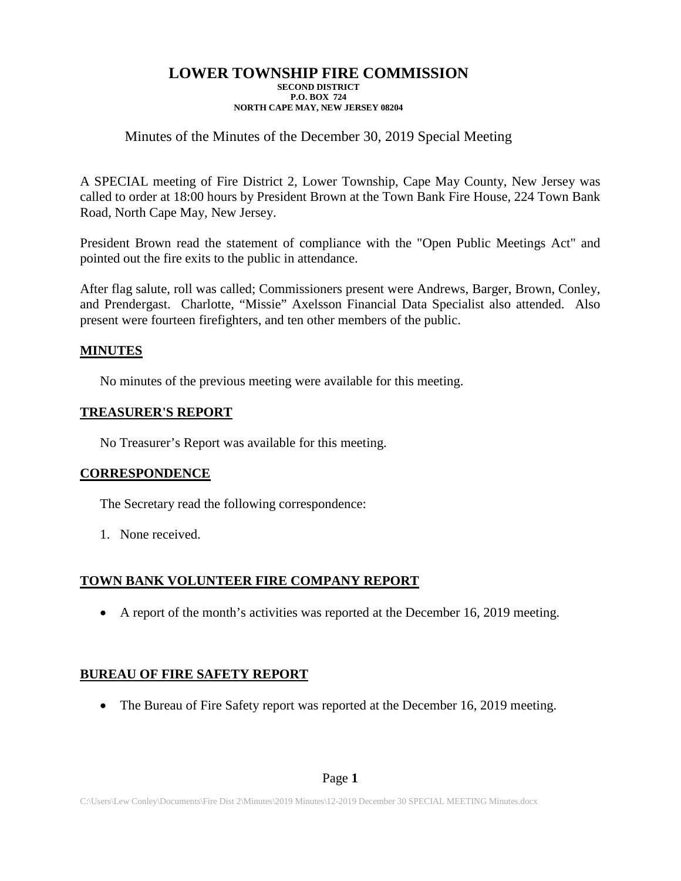# LOWER TOWNSHIP FIRE COMMISSION

**SECOND DISTRICT**
**P.O. BOX 724**
**NORTH CAPE MAY, NEW JERSEY 08204**

Minutes of the Minutes of the December 30, 2019 Special Meeting

A SPECIAL meeting of Fire District 2, Lower Township, Cape May County, New Jersey was called to order at 18:00 hours by President Brown at the Town Bank Fire House, 224 Town Bank Road, North Cape May, New Jersey.

President Brown read the statement of compliance with the "Open Public Meetings Act" and pointed out the fire exits to the public in attendance.

After flag salute, roll was called; Commissioners present were Andrews, Barger, Brown, Conley, and Prendergast. Charlotte, "Missie" Axelsson Financial Data Specialist also attended. Also present were fourteen firefighters, and ten other members of the public.

## MINUTES

No minutes of the previous meeting were available for this meeting.

## TREASURER'S REPORT

No Treasurer's Report was available for this meeting.

## CORRESPONDENCE

The Secretary read the following correspondence:

1. None received.

## TOWN BANK VOLUNTEER FIRE COMPANY REPORT

- A report of the month's activities was reported at the December 16, 2019 meeting.

## BUREAU OF FIRE SAFETY REPORT

- The Bureau of Fire Safety report was reported at the December 16, 2019 meeting.

C:\Users\Lew Conley\Documents\Fire Dist 2\Minutes\2019 Minutes\12-2019 December 30 SPECIAL MEETING Minutes.docx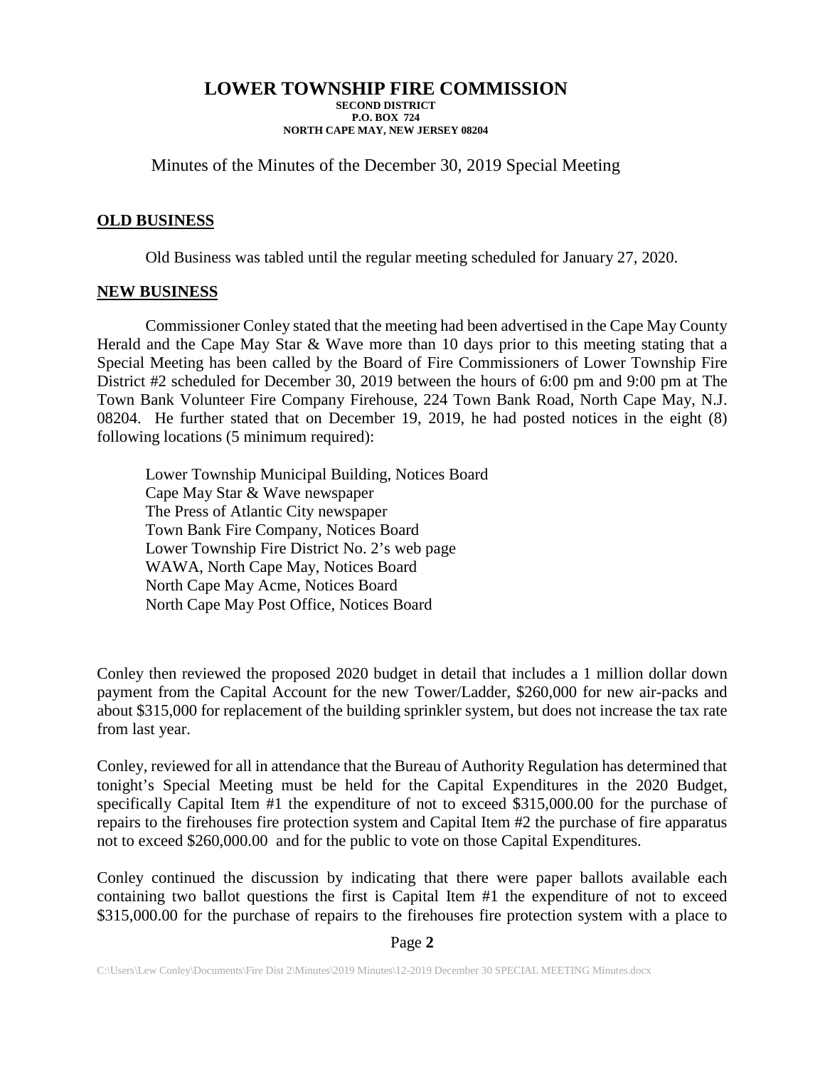# LOWER TOWNSHIP FIRE COMMISSION

**SECOND DISTRICT**
**P.O. BOX 724**
**NORTH CAPE MAY, NEW JERSEY 08204**

Minutes of the Minutes of the December 30, 2019 Special Meeting

## OLD BUSINESS

Old Business was tabled until the regular meeting scheduled for January 27, 2020.

## NEW BUSINESS

Commissioner Conley stated that the meeting had been advertised in the Cape May County Herald and the Cape May Star & Wave more than 10 days prior to this meeting stating that a Special Meeting has been called by the Board of Fire Commissioners of Lower Township Fire District #2 scheduled for December 30, 2019 between the hours of 6:00 pm and 9:00 pm at The Town Bank Volunteer Fire Company Firehouse, 224 Town Bank Road, North Cape May, N.J. 08204. He further stated that on December 19, 2019, he had posted notices in the eight (8) following locations (5 minimum required):

Lower Township Municipal Building, Notices Board
Cape May Star & Wave newspaper
The Press of Atlantic City newspaper
Town Bank Fire Company, Notices Board
Lower Township Fire District No. 2's web page
WAWA, North Cape May, Notices Board
North Cape May Acme, Notices Board
North Cape May Post Office, Notices Board

Conley then reviewed the proposed 2020 budget in detail that includes a 1 million dollar down payment from the Capital Account for the new Tower/Ladder, $260,000 for new air-packs and about $315,000 for replacement of the building sprinkler system, but does not increase the tax rate from last year.

Conley, reviewed for all in attendance that the Bureau of Authority Regulation has determined that tonight's Special Meeting must be held for the Capital Expenditures in the 2020 Budget, specifically Capital Item #1 the expenditure of not to exceed $315,000.00 for the purchase of repairs to the firehouses fire protection system and Capital Item #2 the purchase of fire apparatus not to exceed $260,000.00 and for the public to vote on those Capital Expenditures.

Conley continued the discussion by indicating that there were paper ballots available each containing two ballot questions the first is Capital Item #1 the expenditure of not to exceed $315,000.00 for the purchase of repairs to the firehouses fire protection system with a place to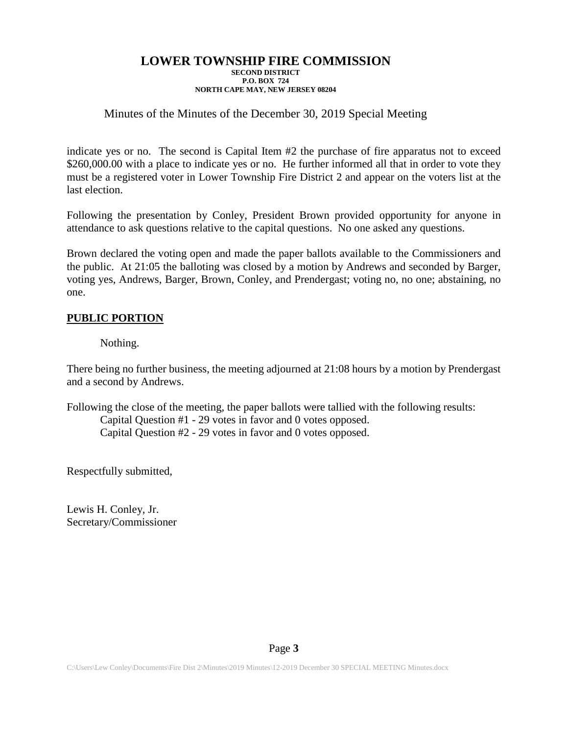indicate yes or no. The second is Capital Item #2 the purchase of fire apparatus not to exceed $260,000.00 with a place to indicate yes or no. He further informed all that in order to vote they must be a registered voter in Lower Township Fire District 2 and appear on the voters list at the last election.

Following the presentation by Conley, President Brown provided opportunity for anyone in attendance to ask questions relative to the capital questions. No one asked any questions.

Brown declared the voting open and made the paper ballots available to the Commissioners and the public. At 21:05 the balloting was closed by a motion by Andrews and seconded by Barger, voting yes, Andrews, Barger, Brown, Conley, and Prendergast; voting no, no one; abstaining, no one.

**PUBLIC PORTION**

Nothing.

There being no further business, the meeting adjourned at 21:08 hours by a motion by Prendergast and a second by Andrews.

Following the close of the meeting, the paper ballots were tallied with the following results:

Capital Question #1 - 29 votes in favor and 0 votes opposed.
Capital Question #2 - 29 votes in favor and 0 votes opposed.

Respectfully submitted,

Lewis H. Conley, Jr.
Secretary/Commissioner